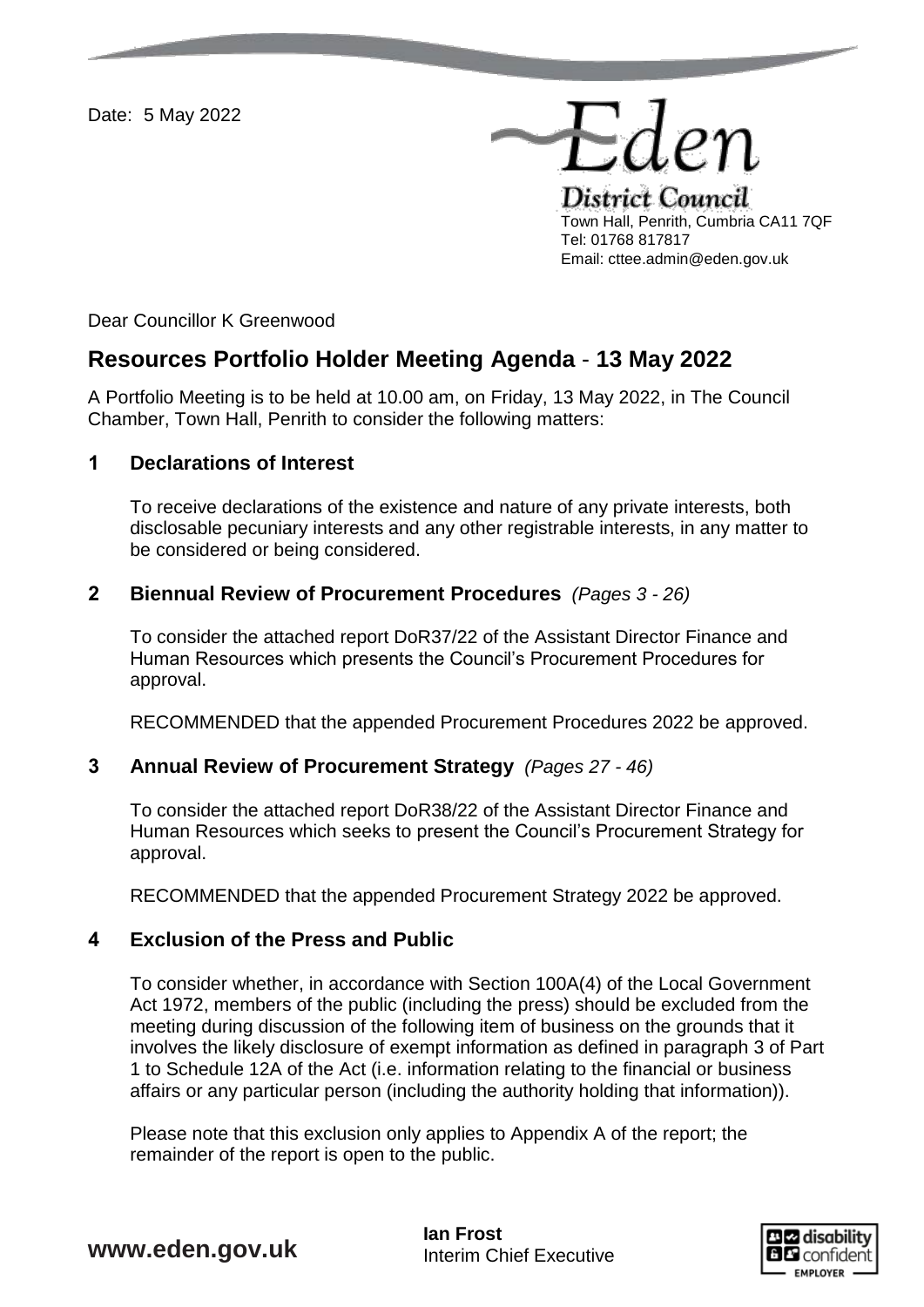Date: 5 May 2022

Eden District Council
Town Hall, Penrith, Cumbria CA11 7QF
Tel: 01768 817817
Email: cttee.admin@eden.gov.uk

Dear Councillor K Greenwood

# Resources Portfolio Holder Meeting Agenda - 13 May 2022

A Portfolio Meeting is to be held at 10.00 am, on Friday, 13 May 2022, in The Council Chamber, Town Hall, Penrith to consider the following matters:

## 1 Declarations of Interest

To receive declarations of the existence and nature of any private interests, both disclosable pecuniary interests and any other registrable interests, in any matter to be considered or being considered.

## 2 Biennual Review of Procurement Procedures *(Pages 3 - 26)*

To consider the attached report DoR37/22 of the Assistant Director Finance and Human Resources which presents the Council's Procurement Procedures for approval.

RECOMMENDED that the appended Procurement Procedures 2022 be approved.

## 3 Annual Review of Procurement Strategy *(Pages 27 - 46)*

To consider the attached report DoR38/22 of the Assistant Director Finance and Human Resources which seeks to present the Council's Procurement Strategy for approval.

RECOMMENDED that the appended Procurement Strategy 2022 be approved.

## 4 Exclusion of the Press and Public

To consider whether, in accordance with Section 100A(4) of the Local Government Act 1972, members of the public (including the press) should be excluded from the meeting during discussion of the following item of business on the grounds that it involves the likely disclosure of exempt information as defined in paragraph 3 of Part 1 to Schedule 12A of the Act (i.e. information relating to the financial or business affairs or any particular person (including the authority holding that information)).

Please note that this exclusion only applies to Appendix A of the report; the remainder of the report is open to the public.

www.eden.gov.uk

**Ian Frost**
Interim Chief Executive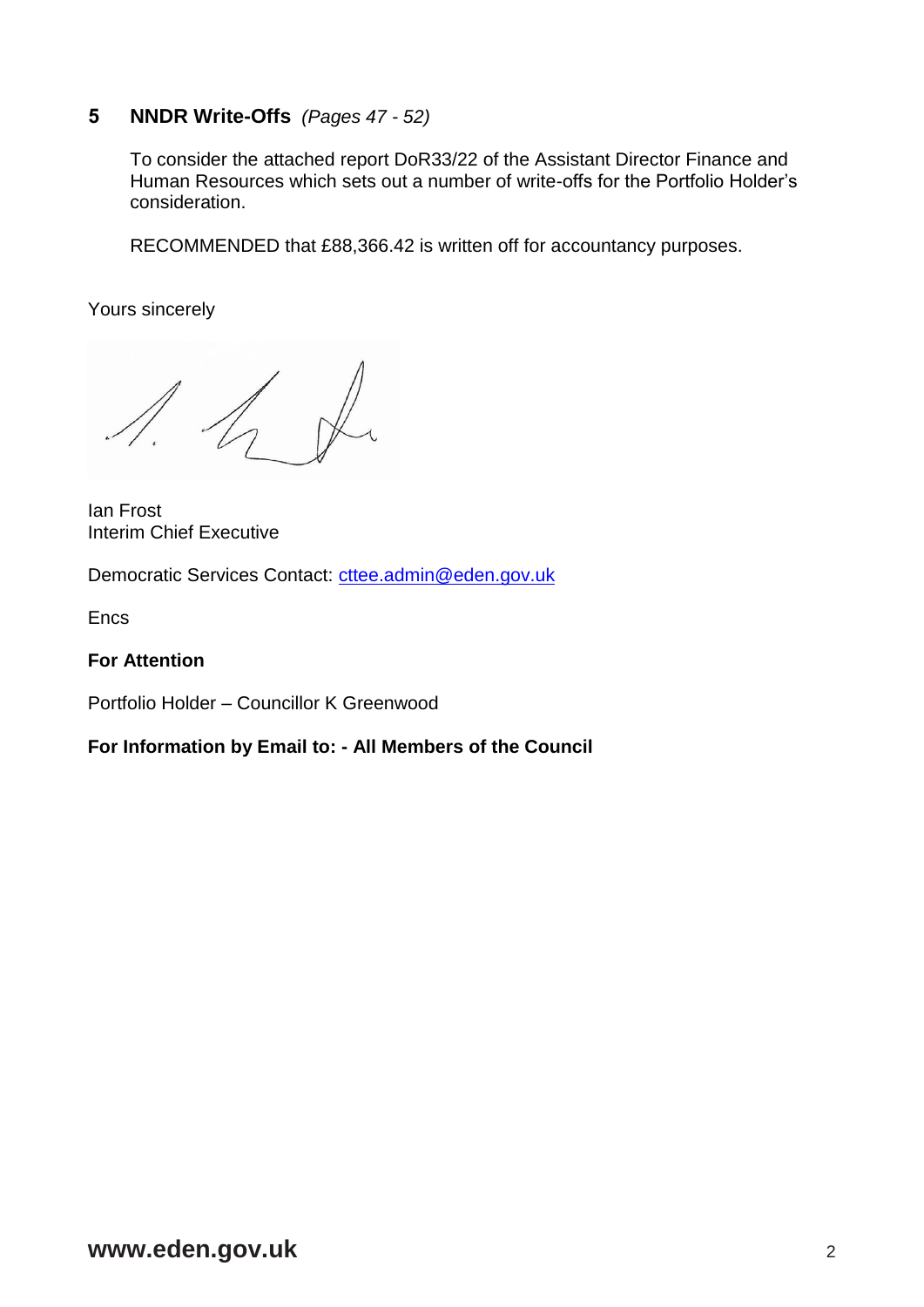## 5 NNDR Write-Offs *(Pages 47 - 52)*

To consider the attached report DoR33/22 of the Assistant Director Finance and Human Resources which sets out a number of write-offs for the Portfolio Holder's consideration.

RECOMMENDED that £88,366.42 is written off for accountancy purposes.

Yours sincerely

Ian Frost
Interim Chief Executive

Democratic Services Contact: cttee.admin@eden.gov.uk

Encs

**For Attention**

Portfolio Holder – Councillor K Greenwood

**For Information by Email to: - All Members of the Council**

**www.eden.gov.uk**